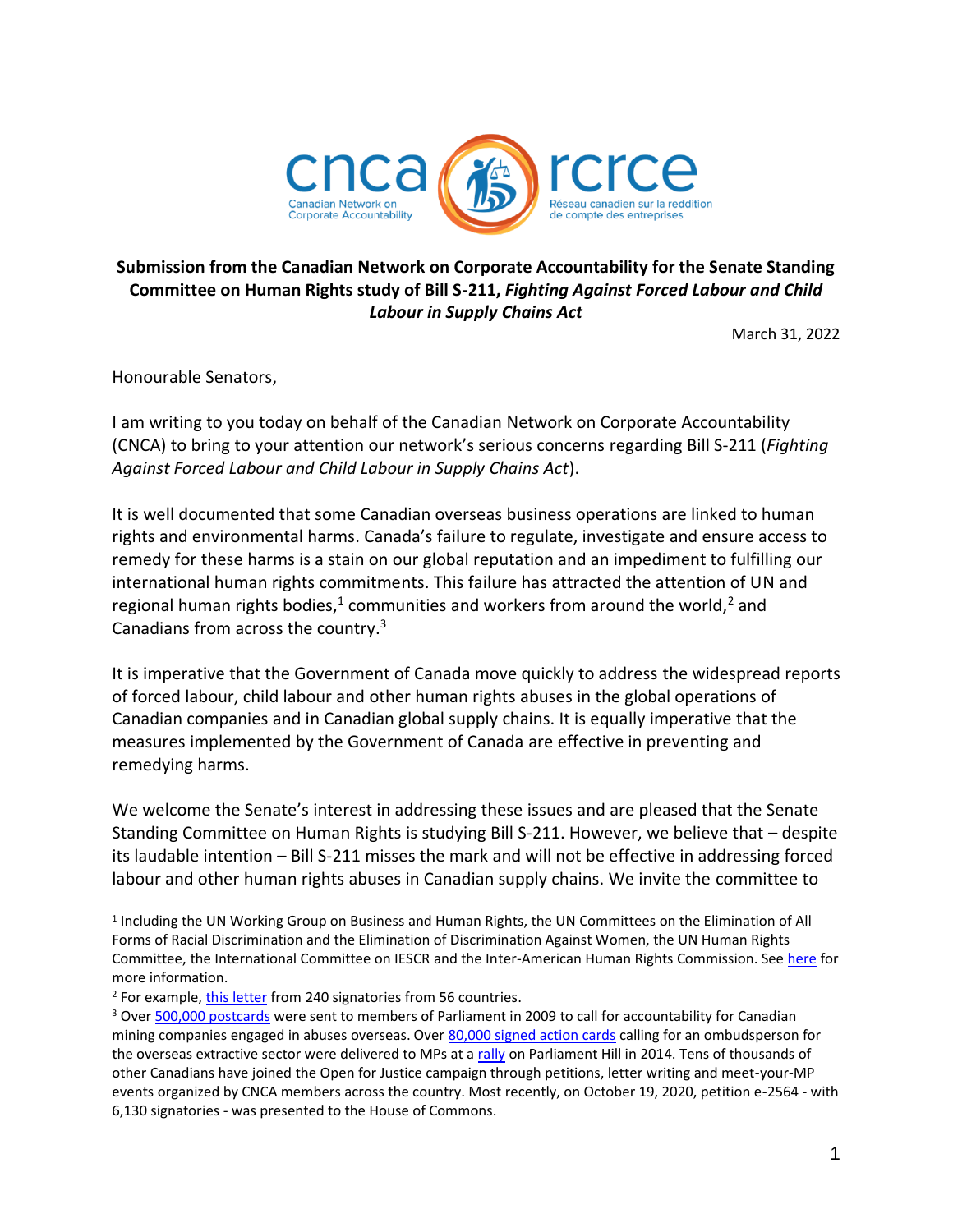cnca
Canadian Network on Corporate Accountability

rcrce
Réseau canadien sur la reddition de compte des entreprises

**Submission from the Canadian Network on Corporate Accountability for the Senate Standing Committee on Human Rights study of Bill S-211, *Fighting Against Forced Labour and Child Labour in Supply Chains Act***

March 31, 2022

Honourable Senators,

I am writing to you today on behalf of the Canadian Network on Corporate Accountability (CNCA) to bring to your attention our network's serious concerns regarding Bill S-211 (*Fighting Against Forced Labour and Child Labour in Supply Chains Act*).

It is well documented that some Canadian overseas business operations are linked to human rights and environmental harms. Canada's failure to regulate, investigate and ensure access to remedy for these harms is a stain on our global reputation and an impediment to fulfilling our international human rights commitments. This failure has attracted the attention of UN and regional human rights bodies,[1] communities and workers from around the world,[2] and Canadians from across the country.[3]

It is imperative that the Government of Canada move quickly to address the widespread reports of forced labour, child labour and other human rights abuses in the global operations of Canadian companies and in Canadian global supply chains. It is equally imperative that the measures implemented by the Government of Canada are effective in preventing and remedying harms.

We welcome the Senate's interest in addressing these issues and are pleased that the Senate Standing Committee on Human Rights is studying Bill S-211. However, we believe that – despite its laudable intention – Bill S-211 misses the mark and will not be effective in addressing forced labour and other human rights abuses in Canadian supply chains. We invite the committee to

---

[1] Including the UN Working Group on Business and Human Rights, the UN Committees on the Elimination of All Forms of Racial Discrimination and the Elimination of Discrimination Against Women, the UN Human Rights Committee, the International Committee on IESCR and the Inter-American Human Rights Commission. See here for more information.

[2] For example, this letter from 240 signatories from 56 countries.

[3] Over 500,000 postcards were sent to members of Parliament in 2009 to call for accountability for Canadian mining companies engaged in abuses overseas. Over 80,000 signed action cards calling for an ombudsperson for the overseas extractive sector were delivered to MPs at a rally on Parliament Hill in 2014. Tens of thousands of other Canadians have joined the Open for Justice campaign through petitions, letter writing and meet-your-MP events organized by CNCA members across the country. Most recently, on October 19, 2020, petition e-2564 - with 6,130 signatories - was presented to the House of Commons.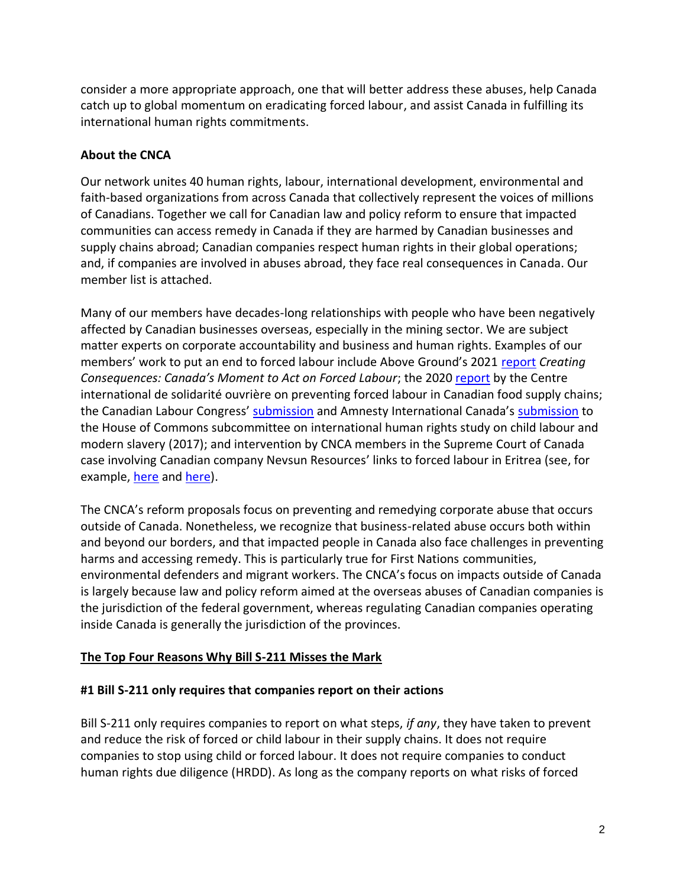consider a more appropriate approach, one that will better address these abuses, help Canada catch up to global momentum on eradicating forced labour, and assist Canada in fulfilling its international human rights commitments.

**About the CNCA**

Our network unites 40 human rights, labour, international development, environmental and faith-based organizations from across Canada that collectively represent the voices of millions of Canadians. Together we call for Canadian law and policy reform to ensure that impacted communities can access remedy in Canada if they are harmed by Canadian businesses and supply chains abroad; Canadian companies respect human rights in their global operations; and, if companies are involved in abuses abroad, they face real consequences in Canada. Our member list is attached.

Many of our members have decades-long relationships with people who have been negatively affected by Canadian businesses overseas, especially in the mining sector. We are subject matter experts on corporate accountability and business and human rights. Examples of our members' work to put an end to forced labour include Above Ground's 2021 report *Creating Consequences: Canada's Moment to Act on Forced Labour*; the 2020 report by the Centre international de solidarité ouvrière on preventing forced labour in Canadian food supply chains; the Canadian Labour Congress' submission and Amnesty International Canada's submission to the House of Commons subcommittee on international human rights study on child labour and modern slavery (2017); and intervention by CNCA members in the Supreme Court of Canada case involving Canadian company Nevsun Resources' links to forced labour in Eritrea (see, for example, here and here).

The CNCA's reform proposals focus on preventing and remedying corporate abuse that occurs outside of Canada. Nonetheless, we recognize that business-related abuse occurs both within and beyond our borders, and that impacted people in Canada also face challenges in preventing harms and accessing remedy. This is particularly true for First Nations communities, environmental defenders and migrant workers. The CNCA's focus on impacts outside of Canada is largely because law and policy reform aimed at the overseas abuses of Canadian companies is the jurisdiction of the federal government, whereas regulating Canadian companies operating inside Canada is generally the jurisdiction of the provinces.

## The Top Four Reasons Why Bill S-211 Misses the Mark

### #1 Bill S-211 only requires that companies report on their actions

Bill S-211 only requires companies to report on what steps, *if any*, they have taken to prevent and reduce the risk of forced or child labour in their supply chains. It does not require companies to stop using child or forced labour. It does not require companies to conduct human rights due diligence (HRDD). As long as the company reports on what risks of forced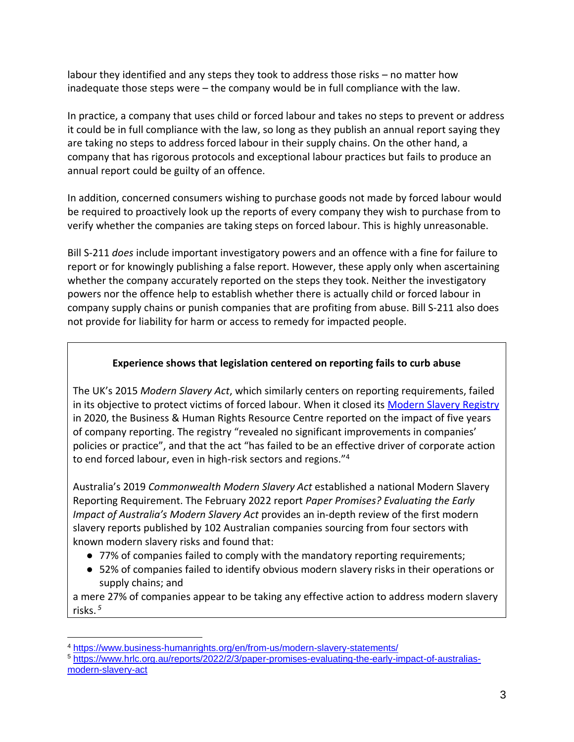labour they identified and any steps they took to address those risks – no matter how inadequate those steps were – the company would be in full compliance with the law.

In practice, a company that uses child or forced labour and takes no steps to prevent or address it could be in full compliance with the law, so long as they publish an annual report saying they are taking no steps to address forced labour in their supply chains. On the other hand, a company that has rigorous protocols and exceptional labour practices but fails to produce an annual report could be guilty of an offence.

In addition, concerned consumers wishing to purchase goods not made by forced labour would be required to proactively look up the reports of every company they wish to purchase from to verify whether the companies are taking steps on forced labour. This is highly unreasonable.

Bill S-211 *does* include important investigatory powers and an offence with a fine for failure to report or for knowingly publishing a false report. However, these apply only when ascertaining whether the company accurately reported on the steps they took. Neither the investigatory powers nor the offence help to establish whether there is actually child or forced labour in company supply chains or punish companies that are profiting from abuse. Bill S-211 also does not provide for liability for harm or access to remedy for impacted people.

**Experience shows that legislation centered on reporting fails to curb abuse**

The UK's 2015 *Modern Slavery Act*, which similarly centers on reporting requirements, failed in its objective to protect victims of forced labour. When it closed its [Modern Slavery Registry](https://www.business-humanrights.org/en/from-us/modern-slavery-statements/) in 2020, the Business & Human Rights Resource Centre reported on the impact of five years of company reporting. The registry "revealed no significant improvements in companies' policies or practice", and that the act "has failed to be an effective driver of corporate action to end forced labour, even in high-risk sectors and regions."[4]

Australia's 2019 *Commonwealth Modern Slavery Act* established a national Modern Slavery Reporting Requirement. The February 2022 report *Paper Promises? Evaluating the Early Impact of Australia's Modern Slavery Act* provides an in-depth review of the first modern slavery reports published by 102 Australian companies sourcing from four sectors with known modern slavery risks and found that:

- 77% of companies failed to comply with the mandatory reporting requirements;
- 52% of companies failed to identify obvious modern slavery risks in their operations or supply chains; and

a mere 27% of companies appear to be taking any effective action to address modern slavery risks.[5]

---

[4] https://www.business-humanrights.org/en/from-us/modern-slavery-statements/

[5] https://www.hrlc.org.au/reports/2022/2/3/paper-promises-evaluating-the-early-impact-of-australias-modern-slavery-act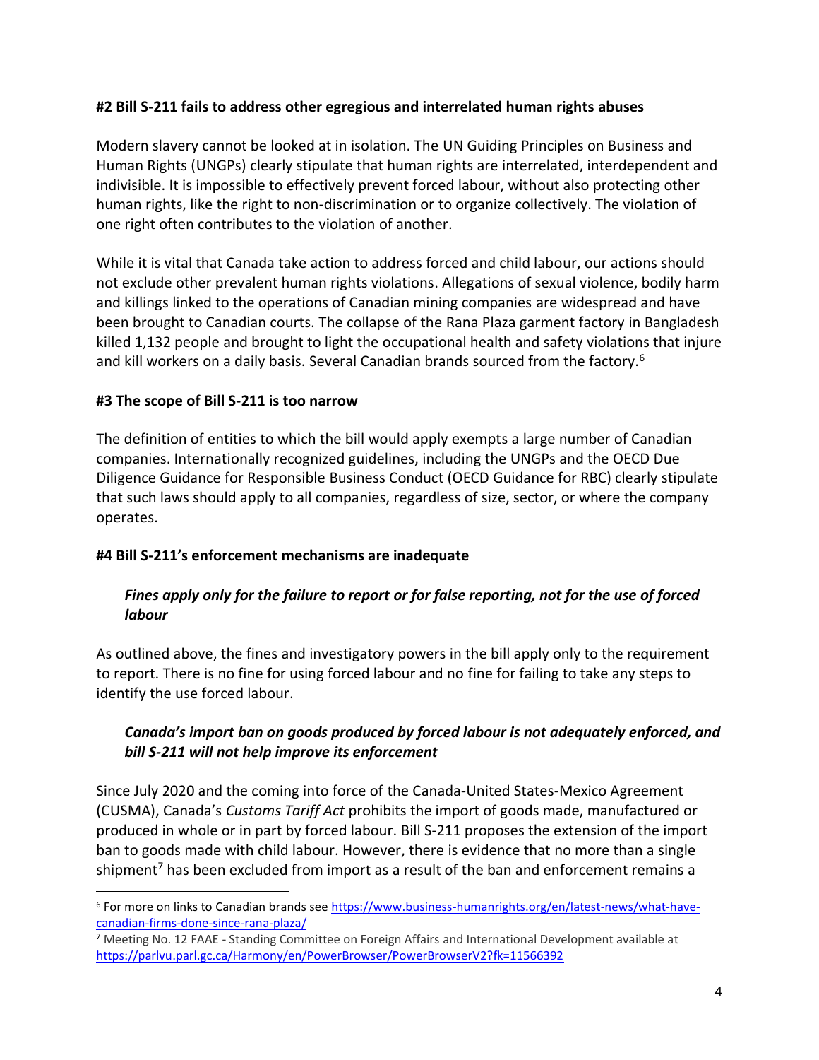### #2 Bill S-211 fails to address other egregious and interrelated human rights abuses

Modern slavery cannot be looked at in isolation. The UN Guiding Principles on Business and Human Rights (UNGPs) clearly stipulate that human rights are interrelated, interdependent and indivisible. It is impossible to effectively prevent forced labour, without also protecting other human rights, like the right to non-discrimination or to organize collectively. The violation of one right often contributes to the violation of another.

While it is vital that Canada take action to address forced and child labour, our actions should not exclude other prevalent human rights violations. Allegations of sexual violence, bodily harm and killings linked to the operations of Canadian mining companies are widespread and have been brought to Canadian courts. The collapse of the Rana Plaza garment factory in Bangladesh killed 1,132 people and brought to light the occupational health and safety violations that injure and kill workers on a daily basis. Several Canadian brands sourced from the factory.[6]

### #3 The scope of Bill S-211 is too narrow

The definition of entities to which the bill would apply exempts a large number of Canadian companies. Internationally recognized guidelines, including the UNGPs and the OECD Due Diligence Guidance for Responsible Business Conduct (OECD Guidance for RBC) clearly stipulate that such laws should apply to all companies, regardless of size, sector, or where the company operates.

### #4 Bill S-211's enforcement mechanisms are inadequate

#### *Fines apply only for the failure to report or for false reporting, not for the use of forced labour*

As outlined above, the fines and investigatory powers in the bill apply only to the requirement to report. There is no fine for using forced labour and no fine for failing to take any steps to identify the use forced labour.

#### *Canada's import ban on goods produced by forced labour is not adequately enforced, and bill S-211 will not help improve its enforcement*

Since July 2020 and the coming into force of the Canada-United States-Mexico Agreement (CUSMA), Canada's *Customs Tariff Act* prohibits the import of goods made, manufactured or produced in whole or in part by forced labour. Bill S-211 proposes the extension of the import ban to goods made with child labour. However, there is evidence that no more than a single shipment[7] has been excluded from import as a result of the ban and enforcement remains a

---

[6] For more on links to Canadian brands see https://www.business-humanrights.org/en/latest-news/what-have-canadian-firms-done-since-rana-plaza/

[7] Meeting No. 12 FAAE - Standing Committee on Foreign Affairs and International Development available at https://parlvu.parl.gc.ca/Harmony/en/PowerBrowser/PowerBrowserV2?fk=11566392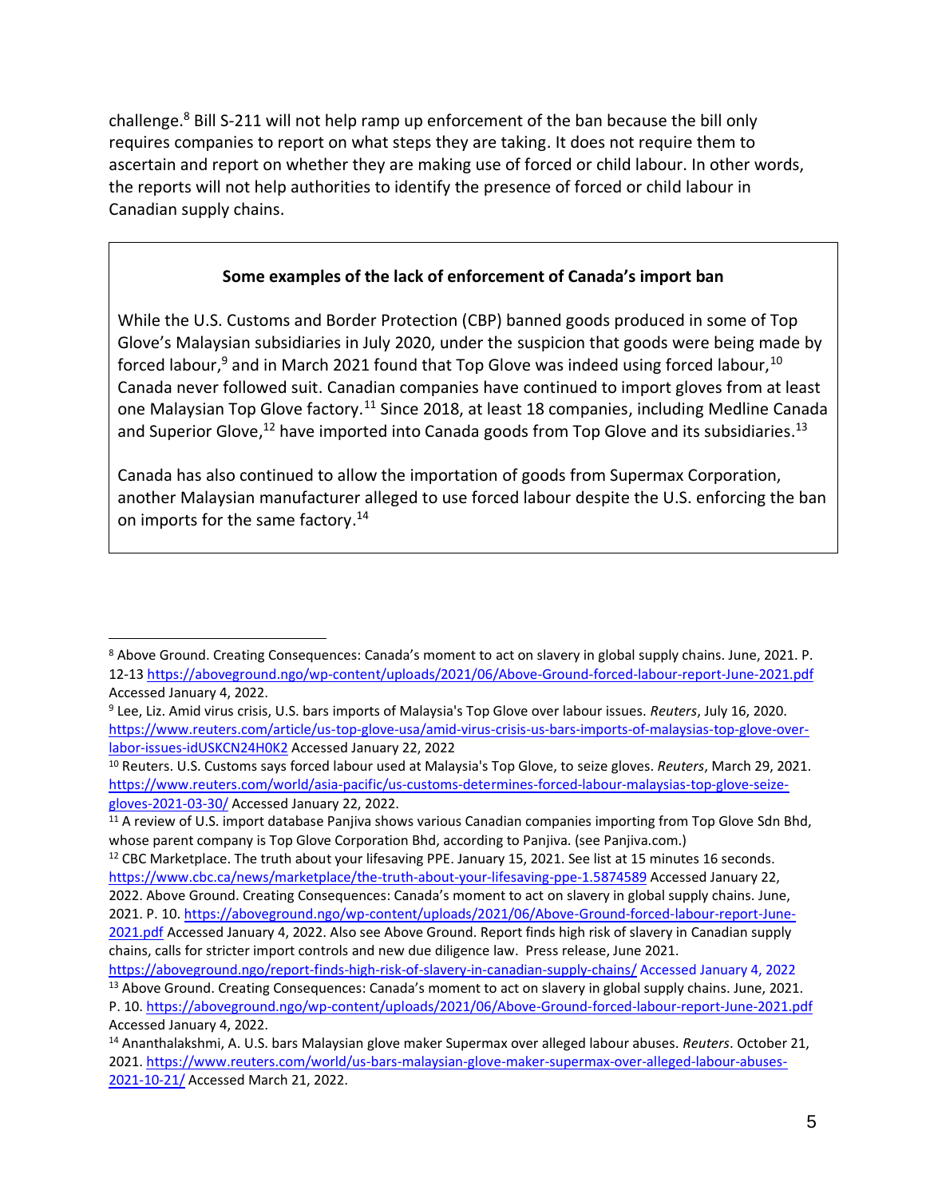challenge.[8] Bill S-211 will not help ramp up enforcement of the ban because the bill only requires companies to report on what steps they are taking. It does not require them to ascertain and report on whether they are making use of forced or child labour. In other words, the reports will not help authorities to identify the presence of forced or child labour in Canadian supply chains.

> **Some examples of the lack of enforcement of Canada's import ban**
>
> While the U.S. Customs and Border Protection (CBP) banned goods produced in some of Top Glove's Malaysian subsidiaries in July 2020, under the suspicion that goods were being made by forced labour,[9] and in March 2021 found that Top Glove was indeed using forced labour,[10] Canada never followed suit. Canadian companies have continued to import gloves from at least one Malaysian Top Glove factory.[11] Since 2018, at least 18 companies, including Medline Canada and Superior Glove,[12] have imported into Canada goods from Top Glove and its subsidiaries.[13]
>
> Canada has also continued to allow the importation of goods from Supermax Corporation, another Malaysian manufacturer alleged to use forced labour despite the U.S. enforcing the ban on imports for the same factory.[14]

---

[8] Above Ground. Creating Consequences: Canada's moment to act on slavery in global supply chains. June, 2021. P. 12-13 https://aboveground.ngo/wp-content/uploads/2021/06/Above-Ground-forced-labour-report-June-2021.pdf Accessed January 4, 2022.

[9] Lee, Liz. Amid virus crisis, U.S. bars imports of Malaysia's Top Glove over labour issues. *Reuters*, July 16, 2020. https://www.reuters.com/article/us-top-glove-usa/amid-virus-crisis-us-bars-imports-of-malaysias-top-glove-over-labor-issues-idUSKCN24H0K2 Accessed January 22, 2022

[10] Reuters. U.S. Customs says forced labour used at Malaysia's Top Glove, to seize gloves. *Reuters*, March 29, 2021. https://www.reuters.com/world/asia-pacific/us-customs-determines-forced-labour-malaysias-top-glove-seize-gloves-2021-03-30/ Accessed January 22, 2022.

[11] A review of U.S. import database Panjiva shows various Canadian companies importing from Top Glove Sdn Bhd, whose parent company is Top Glove Corporation Bhd, according to Panjiva. (see Panjiva.com.)

[12] CBC Marketplace. The truth about your lifesaving PPE. January 15, 2021. See list at 15 minutes 16 seconds. https://www.cbc.ca/news/marketplace/the-truth-about-your-lifesaving-ppe-1.5874589 Accessed January 22, 2022. Above Ground. Creating Consequences: Canada's moment to act on slavery in global supply chains. June, 2021. P. 10. https://aboveground.ngo/wp-content/uploads/2021/06/Above-Ground-forced-labour-report-June-2021.pdf Accessed January 4, 2022. Also see Above Ground. Report finds high risk of slavery in Canadian supply chains, calls for stricter import controls and new due diligence law. Press release, June 2021. https://aboveground.ngo/report-finds-high-risk-of-slavery-in-canadian-supply-chains/ Accessed January 4, 2022

[13] Above Ground. Creating Consequences: Canada's moment to act on slavery in global supply chains. June, 2021. P. 10. https://aboveground.ngo/wp-content/uploads/2021/06/Above-Ground-forced-labour-report-June-2021.pdf Accessed January 4, 2022.

[14] Ananthalakshmi, A. U.S. bars Malaysian glove maker Supermax over alleged labour abuses. *Reuters*. October 21, 2021. https://www.reuters.com/world/us-bars-malaysian-glove-maker-supermax-over-alleged-labour-abuses-2021-10-21/ Accessed March 21, 2022.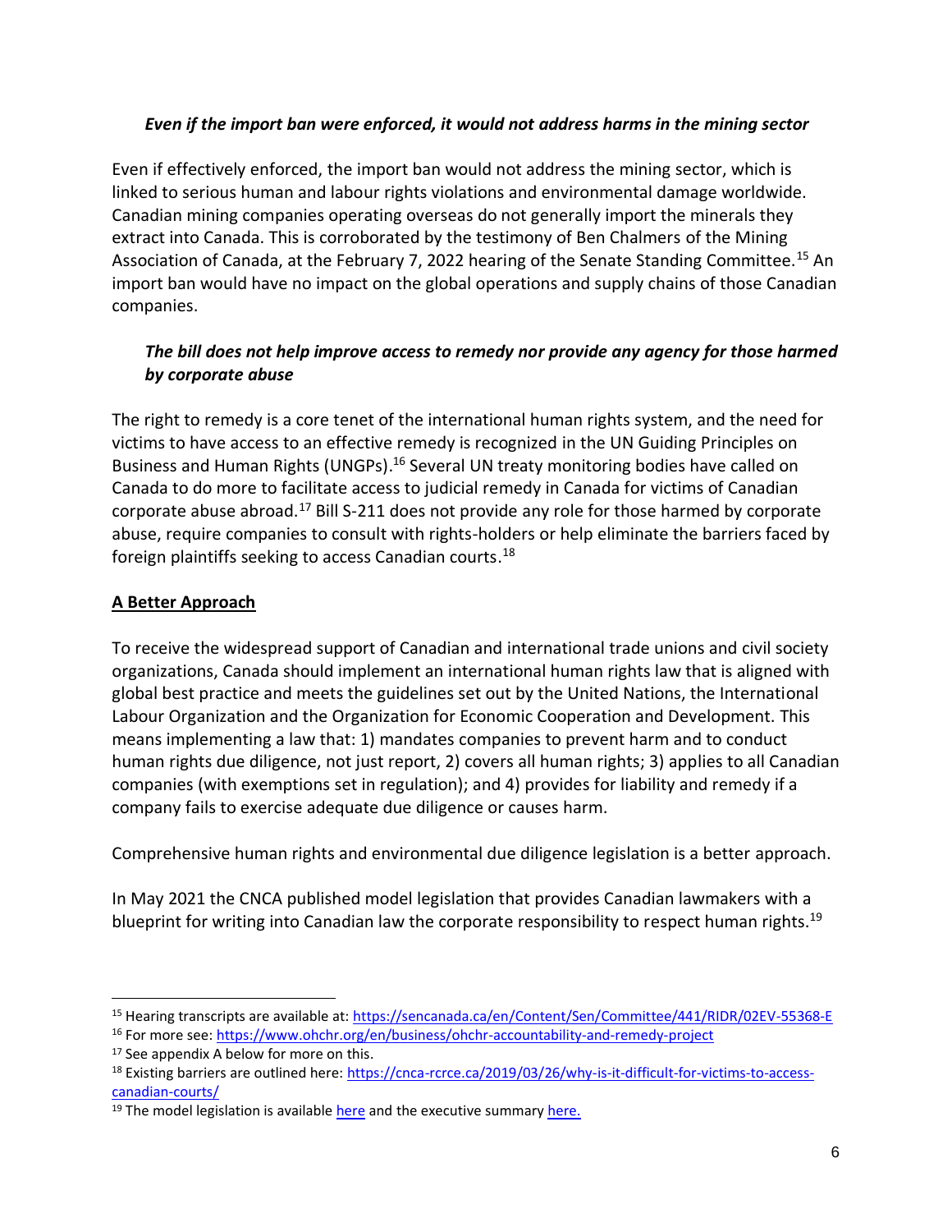*Even if the import ban were enforced, it would not address harms in the mining sector*

Even if effectively enforced, the import ban would not address the mining sector, which is linked to serious human and labour rights violations and environmental damage worldwide. Canadian mining companies operating overseas do not generally import the minerals they extract into Canada. This is corroborated by the testimony of Ben Chalmers of the Mining Association of Canada, at the February 7, 2022 hearing of the Senate Standing Committee.[15] An import ban would have no impact on the global operations and supply chains of those Canadian companies.

***The bill does not help improve access to remedy nor provide any agency for those harmed by corporate abuse***

The right to remedy is a core tenet of the international human rights system, and the need for victims to have access to an effective remedy is recognized in the UN Guiding Principles on Business and Human Rights (UNGPs).[16] Several UN treaty monitoring bodies have called on Canada to do more to facilitate access to judicial remedy in Canada for victims of Canadian corporate abuse abroad.[17] Bill S-211 does not provide any role for those harmed by corporate abuse, require companies to consult with rights-holders or help eliminate the barriers faced by foreign plaintiffs seeking to access Canadian courts.[18]

**A Better Approach**

To receive the widespread support of Canadian and international trade unions and civil society organizations, Canada should implement an international human rights law that is aligned with global best practice and meets the guidelines set out by the United Nations, the International Labour Organization and the Organization for Economic Cooperation and Development. This means implementing a law that: 1) mandates companies to prevent harm and to conduct human rights due diligence, not just report, 2) covers all human rights; 3) applies to all Canadian companies (with exemptions set in regulation); and 4) provides for liability and remedy if a company fails to exercise adequate due diligence or causes harm.

Comprehensive human rights and environmental due diligence legislation is a better approach.

In May 2021 the CNCA published model legislation that provides Canadian lawmakers with a blueprint for writing into Canadian law the corporate responsibility to respect human rights.[19]

---

[15] Hearing transcripts are available at: https://sencanada.ca/en/Content/Sen/Committee/441/RIDR/02EV-55368-E

[16] For more see: https://www.ohchr.org/en/business/ohchr-accountability-and-remedy-project

[17] See appendix A below for more on this.

[18] Existing barriers are outlined here: https://cnca-rcrce.ca/2019/03/26/why-is-it-difficult-for-victims-to-access-canadian-courts/

[19] The model legislation is available here and the executive summary here.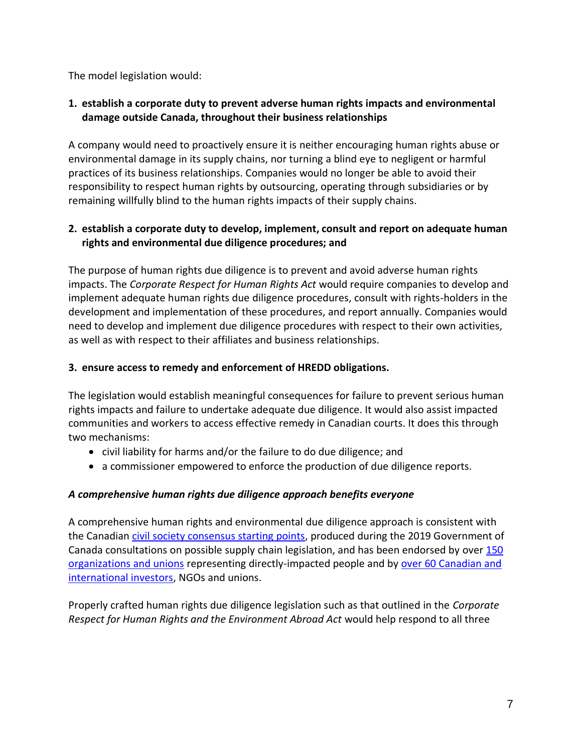The model legislation would:

1. **establish a corporate duty to prevent adverse human rights impacts and environmental damage outside Canada, throughout their business relationships**

A company would need to proactively ensure it is neither encouraging human rights abuse or environmental damage in its supply chains, nor turning a blind eye to negligent or harmful practices of its business relationships. Companies would no longer be able to avoid their responsibility to respect human rights by outsourcing, operating through subsidiaries or by remaining willfully blind to the human rights impacts of their supply chains.

2. **establish a corporate duty to develop, implement, consult and report on adequate human rights and environmental due diligence procedures; and**

The purpose of human rights due diligence is to prevent and avoid adverse human rights impacts. The *Corporate Respect for Human Rights Act* would require companies to develop and implement adequate human rights due diligence procedures, consult with rights-holders in the development and implementation of these procedures, and report annually. Companies would need to develop and implement due diligence procedures with respect to their own activities, as well as with respect to their affiliates and business relationships.

3. **ensure access to remedy and enforcement of HREDD obligations.**

The legislation would establish meaningful consequences for failure to prevent serious human rights impacts and failure to undertake adequate due diligence. It would also assist impacted communities and workers to access effective remedy in Canadian courts. It does this through two mechanisms:

- civil liability for harms and/or the failure to do due diligence; and
- a commissioner empowered to enforce the production of due diligence reports.

***A comprehensive human rights due diligence approach benefits everyone***

A comprehensive human rights and environmental due diligence approach is consistent with the Canadian civil society consensus starting points, produced during the 2019 Government of Canada consultations on possible supply chain legislation, and has been endorsed by over 150 organizations and unions representing directly-impacted people and by over 60 Canadian and international investors, NGOs and unions.

Properly crafted human rights due diligence legislation such as that outlined in the *Corporate Respect for Human Rights and the Environment Abroad Act* would help respond to all three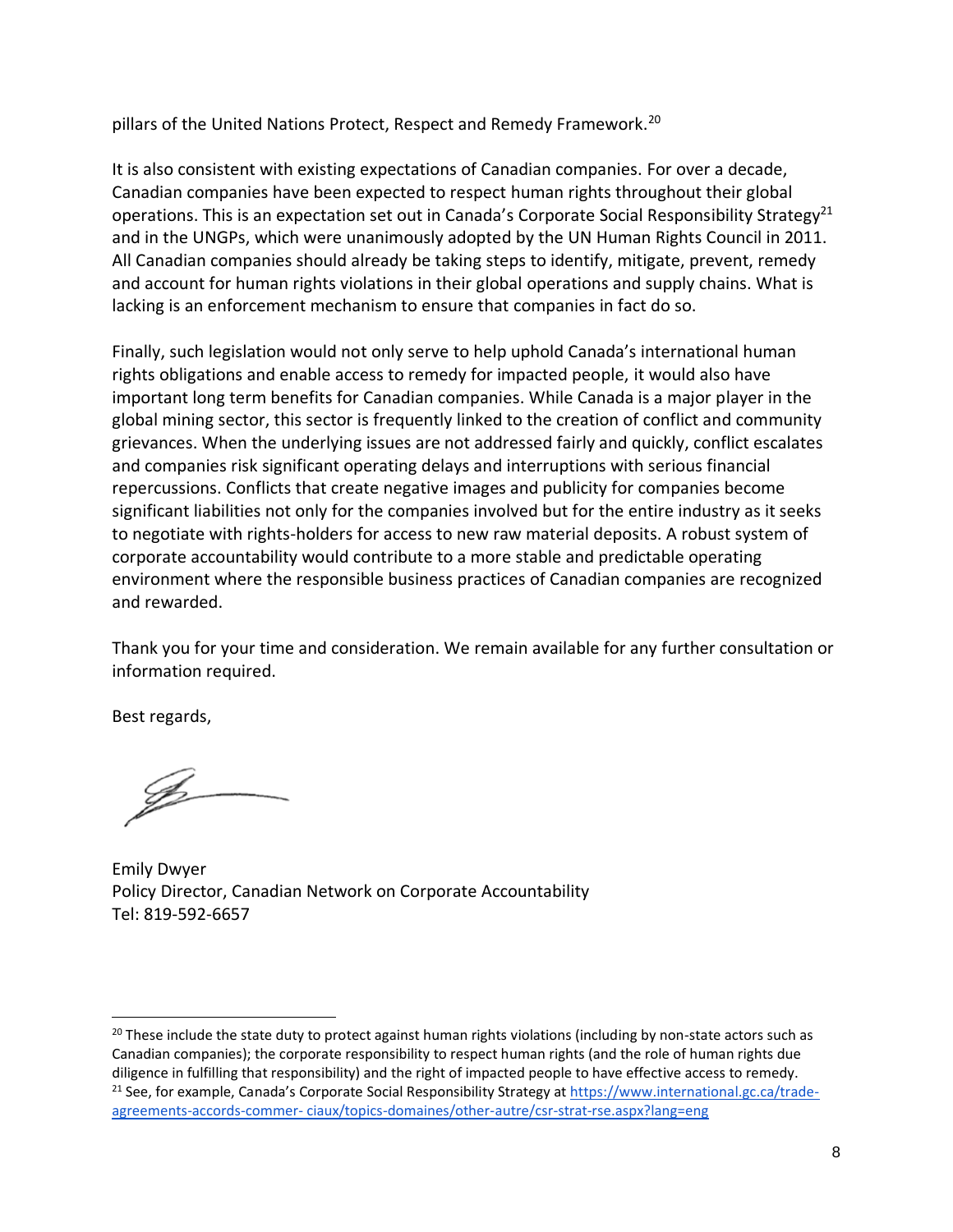pillars of the United Nations Protect, Respect and Remedy Framework.[20]

It is also consistent with existing expectations of Canadian companies. For over a decade, Canadian companies have been expected to respect human rights throughout their global operations. This is an expectation set out in Canada's Corporate Social Responsibility Strategy[21] and in the UNGPs, which were unanimously adopted by the UN Human Rights Council in 2011. All Canadian companies should already be taking steps to identify, mitigate, prevent, remedy and account for human rights violations in their global operations and supply chains. What is lacking is an enforcement mechanism to ensure that companies in fact do so.

Finally, such legislation would not only serve to help uphold Canada's international human rights obligations and enable access to remedy for impacted people, it would also have important long term benefits for Canadian companies. While Canada is a major player in the global mining sector, this sector is frequently linked to the creation of conflict and community grievances. When the underlying issues are not addressed fairly and quickly, conflict escalates and companies risk significant operating delays and interruptions with serious financial repercussions. Conflicts that create negative images and publicity for companies become significant liabilities not only for the companies involved but for the entire industry as it seeks to negotiate with rights-holders for access to new raw material deposits. A robust system of corporate accountability would contribute to a more stable and predictable operating environment where the responsible business practices of Canadian companies are recognized and rewarded.

Thank you for your time and consideration. We remain available for any further consultation or information required.

Best regards,

Emily Dwyer
Policy Director, Canadian Network on Corporate Accountability
Tel: 819-592-6657

---

[20] These include the state duty to protect against human rights violations (including by non-state actors such as Canadian companies); the corporate responsibility to respect human rights (and the role of human rights due diligence in fulfilling that responsibility) and the right of impacted people to have effective access to remedy.

[21] See, for example, Canada's Corporate Social Responsibility Strategy at https://www.international.gc.ca/trade-agreements-accords-commer- ciaux/topics-domaines/other-autre/csr-strat-rse.aspx?lang=eng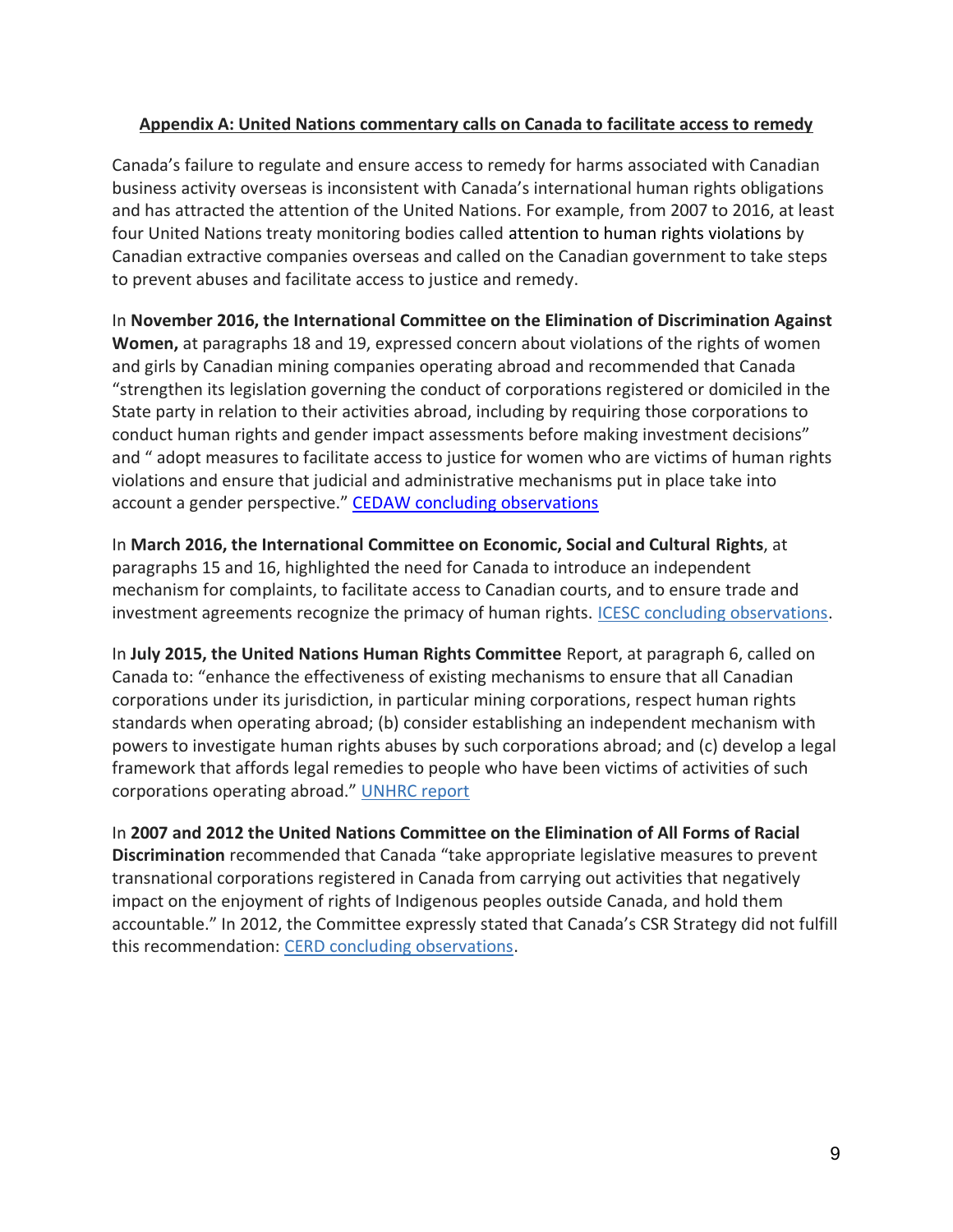## Appendix A: United Nations commentary calls on Canada to facilitate access to remedy

Canada's failure to regulate and ensure access to remedy for harms associated with Canadian business activity overseas is inconsistent with Canada's international human rights obligations and has attracted the attention of the United Nations. For example, from 2007 to 2016, at least four United Nations treaty monitoring bodies called attention to human rights violations by Canadian extractive companies overseas and called on the Canadian government to take steps to prevent abuses and facilitate access to justice and remedy.

In **November 2016, the International Committee on the Elimination of Discrimination Against Women,** at paragraphs 18 and 19, expressed concern about violations of the rights of women and girls by Canadian mining companies operating abroad and recommended that Canada "strengthen its legislation governing the conduct of corporations registered or domiciled in the State party in relation to their activities abroad, including by requiring those corporations to conduct human rights and gender impact assessments before making investment decisions" and " adopt measures to facilitate access to justice for women who are victims of human rights violations and ensure that judicial and administrative mechanisms put in place take into account a gender perspective." CEDAW concluding observations

In **March 2016, the International Committee on Economic, Social and Cultural Rights**, at paragraphs 15 and 16, highlighted the need for Canada to introduce an independent mechanism for complaints, to facilitate access to Canadian courts, and to ensure trade and investment agreements recognize the primacy of human rights. ICESC concluding observations.

In **July 2015, the United Nations Human Rights Committee** Report, at paragraph 6, called on Canada to: "enhance the effectiveness of existing mechanisms to ensure that all Canadian corporations under its jurisdiction, in particular mining corporations, respect human rights standards when operating abroad; (b) consider establishing an independent mechanism with powers to investigate human rights abuses by such corporations abroad; and (c) develop a legal framework that affords legal remedies to people who have been victims of activities of such corporations operating abroad." UNHRC report

In **2007 and 2012 the United Nations Committee on the Elimination of All Forms of Racial Discrimination** recommended that Canada "take appropriate legislative measures to prevent transnational corporations registered in Canada from carrying out activities that negatively impact on the enjoyment of rights of Indigenous peoples outside Canada, and hold them accountable." In 2012, the Committee expressly stated that Canada's CSR Strategy did not fulfill this recommendation: CERD concluding observations.